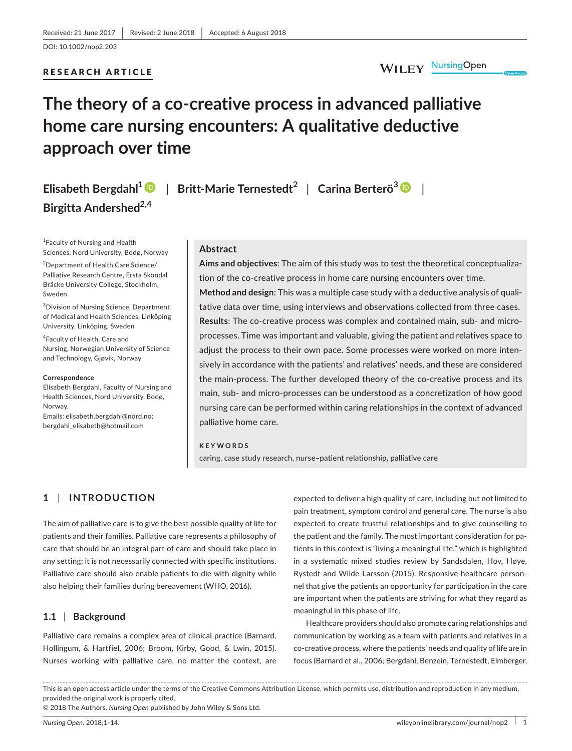Received: 21 June 2017 | Revised: 2 June 2018 | Accepted: 6 August 2018

DOI: 10.1002/nop2.203

**RESEARCH ARTICLE**

# The theory of a co-creative process in advanced palliative home care nursing encounters: A qualitative deductive approach over time

**Elisabeth Bergdahl**[1] | **Britt-Marie Ternestedt**[2] | **Carina Berterö**[3] | **Birgitta Andershed**[2,4]

[1]Faculty of Nursing and Health Sciences, Nord University, Bodø, Norway

[2]Department of Health Care Science/Palliative Research Centre, Ersta Sköndal Bräcke University College, Stockholm, Sweden

[3]Division of Nursing Science, Department of Medical and Health Sciences, Linköping University, Linköping, Sweden

[4]Faculty of Health, Care and Nursing, Norwegian University of Science and Technology, Gjøvik, Norway

**Correspondence**
Elisabeth Bergdahl, Faculty of Nursing and Health Sciences, Nord University, Bodø, Norway.
Emails: elisabeth.bergdahl@nord.no; bergdahl_elisabeth@hotmail.com

## Abstract

**Aims and objectives**: The aim of this study was to test the theoretical conceptualization of the co-creative process in home care nursing encounters over time.

**Method and design**: This was a multiple case study with a deductive analysis of qualitative data over time, using interviews and observations collected from three cases.

**Results**: The co-creative process was complex and contained main, sub- and micro-processes. Time was important and valuable, giving the patient and relatives space to adjust the process to their own pace. Some processes were worked on more intensively in accordance with the patients' and relatives' needs, and these are considered the main-process. The further developed theory of the co-creative process and its main, sub- and micro-processes can be understood as a concretization of how good nursing care can be performed within caring relationships in the context of advanced palliative home care.

**KEYWORDS**

caring, case study research, nurse–patient relationship, palliative care

## 1 | INTRODUCTION

The aim of palliative care is to give the best possible quality of life for patients and their families. Palliative care represents a philosophy of care that should be an integral part of care and should take place in any setting; it is not necessarily connected with specific institutions. Palliative care should also enable patients to die with dignity while also helping their families during bereavement (WHO, 2016).

### 1.1 | Background

Palliative care remains a complex area of clinical practice (Barnard, Hollingum, & Hartfiel, 2006; Broom, Kirby, Good, & Lwin, 2015). Nurses working with palliative care, no matter the context, are expected to deliver a high quality of care, including but not limited to pain treatment, symptom control and general care. The nurse is also expected to create trustful relationships and to give counselling to the patient and the family. The most important consideration for patients in this context is "living a meaningful life," which is highlighted in a systematic mixed studies review by Sandsdalen, Hov, Høye, Rystedt and Wilde-Larsson (2015). Responsive healthcare personnel that give the patients an opportunity for participation in the care are important when the patients are striving for what they regard as meaningful in this phase of life.

Healthcare providers should also promote caring relationships and communication by working as a team with patients and relatives in a co-creative process, where the patients' needs and quality of life are in focus (Barnard et al., 2006; Bergdahl, Benzein, Ternestedt, Elmberger,

This is an open access article under the terms of the Creative Commons Attribution License, which permits use, distribution and reproduction in any medium, provided the original work is properly cited.
© 2018 The Authors. *Nursing Open* published by John Wiley & Sons Ltd.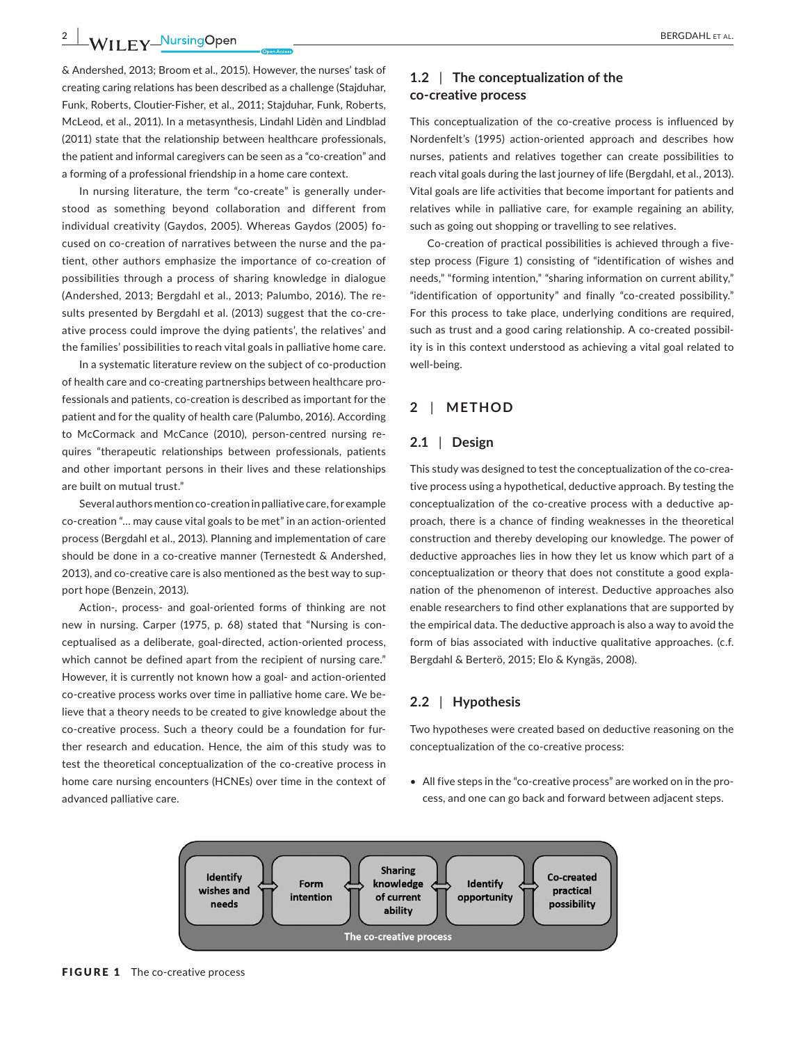& Andershed, 2013; Broom et al., 2015). However, the nurses' task of creating caring relations has been described as a challenge (Stajduhar, Funk, Roberts, Cloutier-Fisher, et al., 2011; Stajduhar, Funk, Roberts, McLeod, et al., 2011). In a metasynthesis, Lindahl Lidèn and Lindblad (2011) state that the relationship between healthcare professionals, the patient and informal caregivers can be seen as a "co-creation" and a forming of a professional friendship in a home care context.

In nursing literature, the term "co-create" is generally understood as something beyond collaboration and different from individual creativity (Gaydos, 2005). Whereas Gaydos (2005) focused on co-creation of narratives between the nurse and the patient, other authors emphasize the importance of co-creation of possibilities through a process of sharing knowledge in dialogue (Andershed, 2013; Bergdahl et al., 2013; Palumbo, 2016). The results presented by Bergdahl et al. (2013) suggest that the co-creative process could improve the dying patients', the relatives' and the families' possibilities to reach vital goals in palliative home care.

In a systematic literature review on the subject of co-production of health care and co-creating partnerships between healthcare professionals and patients, co-creation is described as important for the patient and for the quality of health care (Palumbo, 2016). According to McCormack and McCance (2010), person-centred nursing requires "therapeutic relationships between professionals, patients and other important persons in their lives and these relationships are built on mutual trust."

Several authors mention co-creation in palliative care, for example co-creation "… may cause vital goals to be met" in an action-oriented process (Bergdahl et al., 2013). Planning and implementation of care should be done in a co-creative manner (Ternestedt & Andershed, 2013), and co-creative care is also mentioned as the best way to support hope (Benzein, 2013).

Action-, process- and goal-oriented forms of thinking are not new in nursing. Carper (1975, p. 68) stated that "Nursing is conceptualised as a deliberate, goal-directed, action-oriented process, which cannot be defined apart from the recipient of nursing care." However, it is currently not known how a goal- and action-oriented co-creative process works over time in palliative home care. We believe that a theory needs to be created to give knowledge about the co-creative process. Such a theory could be a foundation for further research and education. Hence, the aim of this study was to test the theoretical conceptualization of the co-creative process in home care nursing encounters (HCNEs) over time in the context of advanced palliative care.

### 1.2 | The conceptualization of the co-creative process

This conceptualization of the co-creative process is influenced by Nordenfelt's (1995) action-oriented approach and describes how nurses, patients and relatives together can create possibilities to reach vital goals during the last journey of life (Bergdahl, et al., 2013). Vital goals are life activities that become important for patients and relatives while in palliative care, for example regaining an ability, such as going out shopping or travelling to see relatives.

Co-creation of practical possibilities is achieved through a five-step process (Figure 1) consisting of "identification of wishes and needs," "forming intention," "sharing information on current ability," "identification of opportunity" and finally "co-created possibility." For this process to take place, underlying conditions are required, such as trust and a good caring relationship. A co-created possibility is in this context understood as achieving a vital goal related to well-being.

## 2 | METHOD

### 2.1 | Design

This study was designed to test the conceptualization of the co-creative process using a hypothetical, deductive approach. By testing the conceptualization of the co-creative process with a deductive approach, there is a chance of finding weaknesses in the theoretical construction and thereby developing our knowledge. The power of deductive approaches lies in how they let us know which part of a conceptualization or theory that does not constitute a good explanation of the phenomenon of interest. Deductive approaches also enable researchers to find other explanations that are supported by the empirical data. The deductive approach is also a way to avoid the form of bias associated with inductive qualitative approaches. (c.f. Bergdahl & Berterö, 2015; Elo & Kyngäs, 2008).

### 2.2 | Hypothesis

Two hypotheses were created based on deductive reasoning on the conceptualization of the co-creative process:

- All five steps in the "co-creative process" are worked on in the process, and one can go back and forward between adjacent steps.

Identify wishes and needs ⇔ Form intention ⇔ Sharing knowledge of current ability ⇔ Identify opportunity ⇔ Co-created practical possibility

The co-creative process

**FIGURE 1** The co-creative process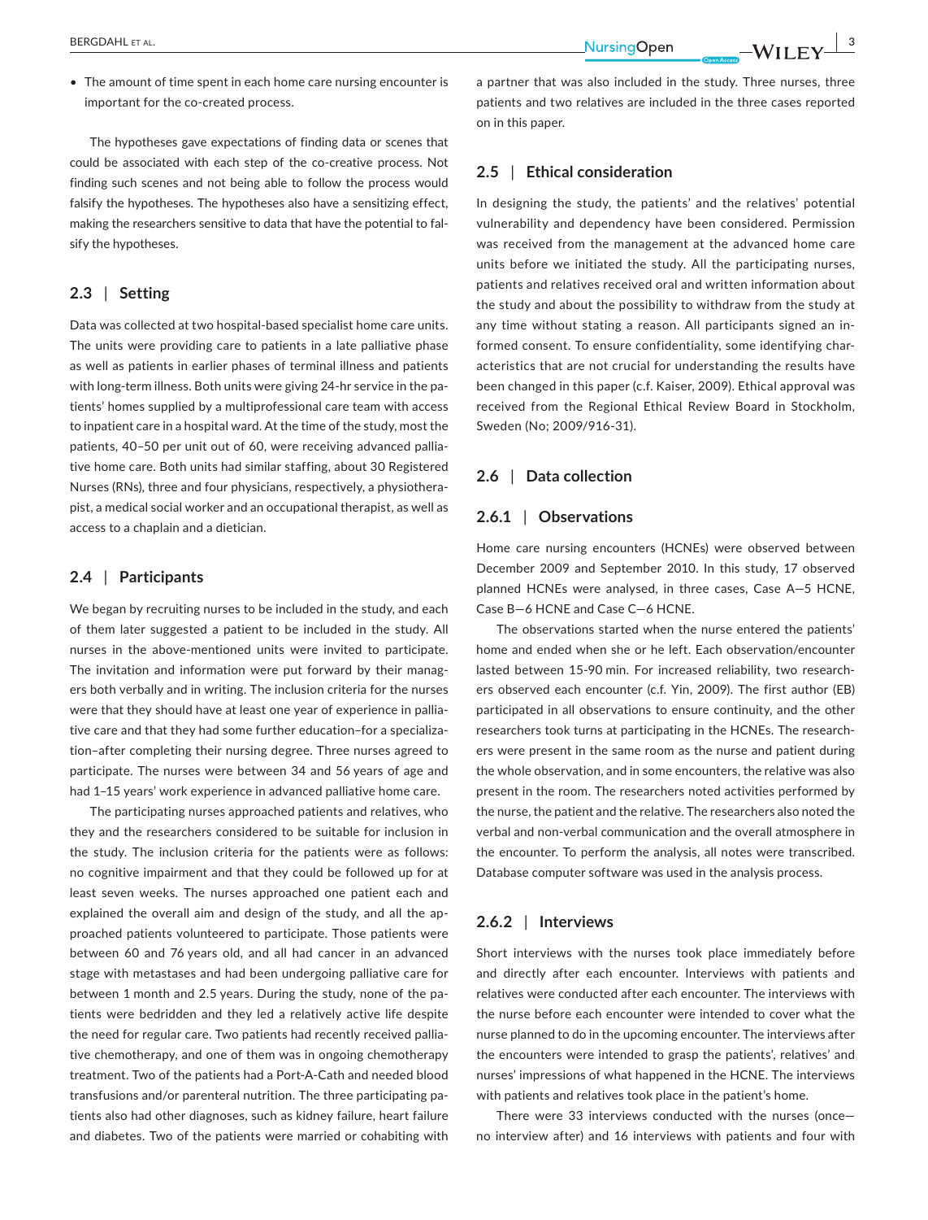- The amount of time spent in each home care nursing encounter is important for the co-created process.

The hypotheses gave expectations of finding data or scenes that could be associated with each step of the co-creative process. Not finding such scenes and not being able to follow the process would falsify the hypotheses. The hypotheses also have a sensitizing effect, making the researchers sensitive to data that have the potential to falsify the hypotheses.

### 2.3 | Setting

Data was collected at two hospital-based specialist home care units. The units were providing care to patients in a late palliative phase as well as patients in earlier phases of terminal illness and patients with long-term illness. Both units were giving 24-hr service in the patients' homes supplied by a multiprofessional care team with access to inpatient care in a hospital ward. At the time of the study, most the patients, 40–50 per unit out of 60, were receiving advanced palliative home care. Both units had similar staffing, about 30 Registered Nurses (RNs), three and four physicians, respectively, a physiotherapist, a medical social worker and an occupational therapist, as well as access to a chaplain and a dietician.

### 2.4 | Participants

We began by recruiting nurses to be included in the study, and each of them later suggested a patient to be included in the study. All nurses in the above-mentioned units were invited to participate. The invitation and information were put forward by their managers both verbally and in writing. The inclusion criteria for the nurses were that they should have at least one year of experience in palliative care and that they had some further education–for a specialization–after completing their nursing degree. Three nurses agreed to participate. The nurses were between 34 and 56 years of age and had 1–15 years' work experience in advanced palliative home care.

The participating nurses approached patients and relatives, who they and the researchers considered to be suitable for inclusion in the study. The inclusion criteria for the patients were as follows: no cognitive impairment and that they could be followed up for at least seven weeks. The nurses approached one patient each and explained the overall aim and design of the study, and all the approached patients volunteered to participate. Those patients were between 60 and 76 years old, and all had cancer in an advanced stage with metastases and had been undergoing palliative care for between 1 month and 2.5 years. During the study, none of the patients were bedridden and they led a relatively active life despite the need for regular care. Two patients had recently received palliative chemotherapy, and one of them was in ongoing chemotherapy treatment. Two of the patients had a Port-A-Cath and needed blood transfusions and/or parenteral nutrition. The three participating patients also had other diagnoses, such as kidney failure, heart failure and diabetes. Two of the patients were married or cohabiting with a partner that was also included in the study. Three nurses, three patients and two relatives are included in the three cases reported on in this paper.

### 2.5 | Ethical consideration

In designing the study, the patients' and the relatives' potential vulnerability and dependency have been considered. Permission was received from the management at the advanced home care units before we initiated the study. All the participating nurses, patients and relatives received oral and written information about the study and about the possibility to withdraw from the study at any time without stating a reason. All participants signed an informed consent. To ensure confidentiality, some identifying characteristics that are not crucial for understanding the results have been changed in this paper (c.f. Kaiser, 2009). Ethical approval was received from the Regional Ethical Review Board in Stockholm, Sweden (No; 2009/916-31).

### 2.6 | Data collection

#### 2.6.1 | Observations

Home care nursing encounters (HCNEs) were observed between December 2009 and September 2010. In this study, 17 observed planned HCNEs were analysed, in three cases, Case A—5 HCNE, Case B—6 HCNE and Case C—6 HCNE.

The observations started when the nurse entered the patients' home and ended when she or he left. Each observation/encounter lasted between 15-90 min. For increased reliability, two researchers observed each encounter (c.f. Yin, 2009). The first author (EB) participated in all observations to ensure continuity, and the other researchers took turns at participating in the HCNEs. The researchers were present in the same room as the nurse and patient during the whole observation, and in some encounters, the relative was also present in the room. The researchers noted activities performed by the nurse, the patient and the relative. The researchers also noted the verbal and non-verbal communication and the overall atmosphere in the encounter. To perform the analysis, all notes were transcribed. Database computer software was used in the analysis process.

#### 2.6.2 | Interviews

Short interviews with the nurses took place immediately before and directly after each encounter. Interviews with patients and relatives were conducted after each encounter. The interviews with the nurse before each encounter were intended to cover what the nurse planned to do in the upcoming encounter. The interviews after the encounters were intended to grasp the patients', relatives' and nurses' impressions of what happened in the HCNE. The interviews with patients and relatives took place in the patient's home.

There were 33 interviews conducted with the nurses (once—no interview after) and 16 interviews with patients and four with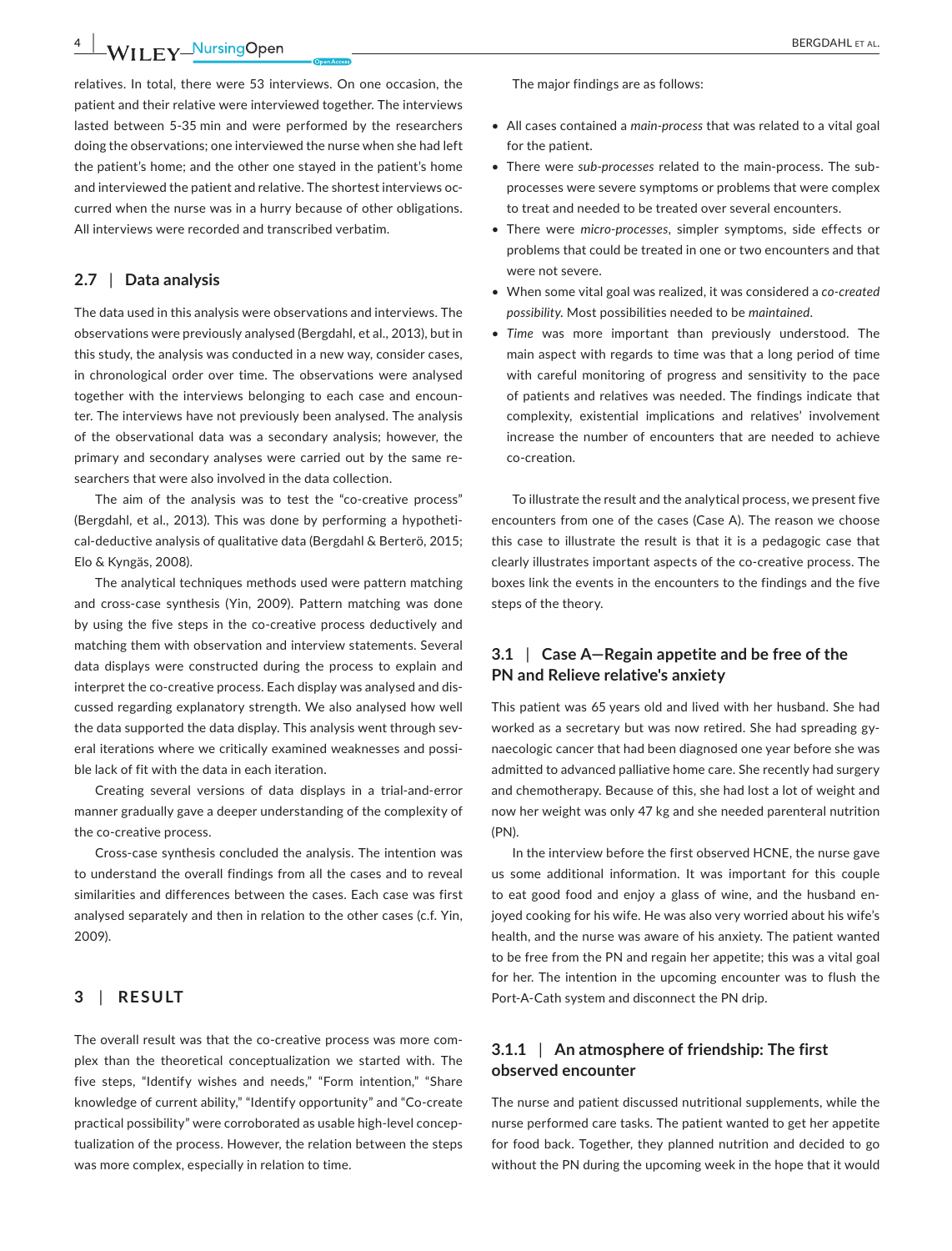relatives. In total, there were 53 interviews. On one occasion, the patient and their relative were interviewed together. The interviews lasted between 5-35 min and were performed by the researchers doing the observations; one interviewed the nurse when she had left the patient's home; and the other one stayed in the patient's home and interviewed the patient and relative. The shortest interviews occurred when the nurse was in a hurry because of other obligations. All interviews were recorded and transcribed verbatim.

### 2.7 | Data analysis

The data used in this analysis were observations and interviews. The observations were previously analysed (Bergdahl, et al., 2013), but in this study, the analysis was conducted in a new way, consider cases, in chronological order over time. The observations were analysed together with the interviews belonging to each case and encounter. The interviews have not previously been analysed. The analysis of the observational data was a secondary analysis; however, the primary and secondary analyses were carried out by the same researchers that were also involved in the data collection.

The aim of the analysis was to test the "co-creative process" (Bergdahl, et al., 2013). This was done by performing a hypothetical-deductive analysis of qualitative data (Bergdahl & Berterö, 2015; Elo & Kyngäs, 2008).

The analytical techniques methods used were pattern matching and cross-case synthesis (Yin, 2009). Pattern matching was done by using the five steps in the co-creative process deductively and matching them with observation and interview statements. Several data displays were constructed during the process to explain and interpret the co-creative process. Each display was analysed and discussed regarding explanatory strength. We also analysed how well the data supported the data display. This analysis went through several iterations where we critically examined weaknesses and possible lack of fit with the data in each iteration.

Creating several versions of data displays in a trial-and-error manner gradually gave a deeper understanding of the complexity of the co-creative process.

Cross-case synthesis concluded the analysis. The intention was to understand the overall findings from all the cases and to reveal similarities and differences between the cases. Each case was first analysed separately and then in relation to the other cases (c.f. Yin, 2009).

## 3 | RESULT

The overall result was that the co-creative process was more complex than the theoretical conceptualization we started with. The five steps, "Identify wishes and needs," "Form intention," "Share knowledge of current ability," "Identify opportunity" and "Co-create practical possibility" were corroborated as usable high-level conceptualization of the process. However, the relation between the steps was more complex, especially in relation to time.

The major findings are as follows:

- All cases contained a *main-process* that was related to a vital goal for the patient.
- There were *sub-processes* related to the main-process. The sub-processes were severe symptoms or problems that were complex to treat and needed to be treated over several encounters.
- There were *micro-processes*, simpler symptoms, side effects or problems that could be treated in one or two encounters and that were not severe.
- When some vital goal was realized, it was considered a *co-created possibility*. Most possibilities needed to be *maintained*.
- *Time* was more important than previously understood. The main aspect with regards to time was that a long period of time with careful monitoring of progress and sensitivity to the pace of patients and relatives was needed. The findings indicate that complexity, existential implications and relatives' involvement increase the number of encounters that are needed to achieve co-creation.

To illustrate the result and the analytical process, we present five encounters from one of the cases (Case A). The reason we choose this case to illustrate the result is that it is a pedagogic case that clearly illustrates important aspects of the co-creative process. The boxes link the events in the encounters to the findings and the five steps of the theory.

### 3.1 | Case A—Regain appetite and be free of the PN and Relieve relative's anxiety

This patient was 65 years old and lived with her husband. She had worked as a secretary but was now retired. She had spreading gynaecologic cancer that had been diagnosed one year before she was admitted to advanced palliative home care. She recently had surgery and chemotherapy. Because of this, she had lost a lot of weight and now her weight was only 47 kg and she needed parenteral nutrition (PN).

In the interview before the first observed HCNE, the nurse gave us some additional information. It was important for this couple to eat good food and enjoy a glass of wine, and the husband enjoyed cooking for his wife. He was also very worried about his wife's health, and the nurse was aware of his anxiety. The patient wanted to be free from the PN and regain her appetite; this was a vital goal for her. The intention in the upcoming encounter was to flush the Port-A-Cath system and disconnect the PN drip.

#### 3.1.1 | An atmosphere of friendship: The first observed encounter

The nurse and patient discussed nutritional supplements, while the nurse performed care tasks. The patient wanted to get her appetite for food back. Together, they planned nutrition and decided to go without the PN during the upcoming week in the hope that it would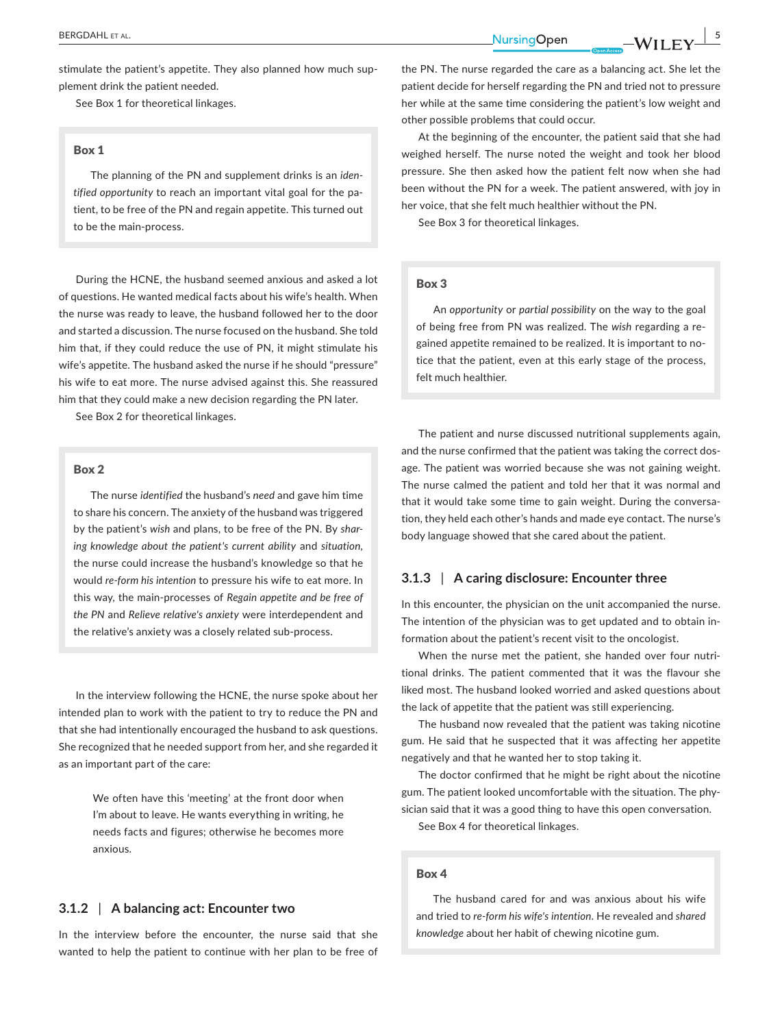stimulate the patient's appetite. They also planned how much supplement drink the patient needed.

See Box 1 for theoretical linkages.

> **Box 1**
>
> The planning of the PN and supplement drinks is an *identified opportunity* to reach an important vital goal for the patient, to be free of the PN and regain appetite. This turned out to be the main-process.

During the HCNE, the husband seemed anxious and asked a lot of questions. He wanted medical facts about his wife's health. When the nurse was ready to leave, the husband followed her to the door and started a discussion. The nurse focused on the husband. She told him that, if they could reduce the use of PN, it might stimulate his wife's appetite. The husband asked the nurse if he should "pressure" his wife to eat more. The nurse advised against this. She reassured him that they could make a new decision regarding the PN later.

See Box 2 for theoretical linkages.

> **Box 2**
>
> The nurse *identified* the husband's *need* and gave him time to share his concern. The anxiety of the husband was triggered by the patient's *wish* and plans, to be free of the PN. By *sharing knowledge about the patient's current ability* and *situation*, the nurse could increase the husband's knowledge so that he would *re-form his intention* to pressure his wife to eat more. In this way, the main-processes of *Regain appetite and be free of the PN* and *Relieve relative's anxiety* were interdependent and the relative's anxiety was a closely related sub-process.

In the interview following the HCNE, the nurse spoke about her intended plan to work with the patient to try to reduce the PN and that she had intentionally encouraged the husband to ask questions. She recognized that he needed support from her, and she regarded it as an important part of the care:

> We often have this 'meeting' at the front door when I'm about to leave. He wants everything in writing, he needs facts and figures; otherwise he becomes more anxious.

### 3.1.2 | A balancing act: Encounter two

In the interview before the encounter, the nurse said that she wanted to help the patient to continue with her plan to be free of the PN. The nurse regarded the care as a balancing act. She let the patient decide for herself regarding the PN and tried not to pressure her while at the same time considering the patient's low weight and other possible problems that could occur.

At the beginning of the encounter, the patient said that she had weighed herself. The nurse noted the weight and took her blood pressure. She then asked how the patient felt now when she had been without the PN for a week. The patient answered, with joy in her voice, that she felt much healthier without the PN.

See Box 3 for theoretical linkages.

> **Box 3**
>
> An *opportunity* or *partial possibility* on the way to the goal of being free from PN was realized. The *wish* regarding a regained appetite remained to be realized. It is important to notice that the patient, even at this early stage of the process, felt much healthier.

The patient and nurse discussed nutritional supplements again, and the nurse confirmed that the patient was taking the correct dosage. The patient was worried because she was not gaining weight. The nurse calmed the patient and told her that it was normal and that it would take some time to gain weight. During the conversation, they held each other's hands and made eye contact. The nurse's body language showed that she cared about the patient.

### 3.1.3 | A caring disclosure: Encounter three

In this encounter, the physician on the unit accompanied the nurse. The intention of the physician was to get updated and to obtain information about the patient's recent visit to the oncologist.

When the nurse met the patient, she handed over four nutritional drinks. The patient commented that it was the flavour she liked most. The husband looked worried and asked questions about the lack of appetite that the patient was still experiencing.

The husband now revealed that the patient was taking nicotine gum. He said that he suspected that it was affecting her appetite negatively and that he wanted her to stop taking it.

The doctor confirmed that he might be right about the nicotine gum. The patient looked uncomfortable with the situation. The physician said that it was a good thing to have this open conversation.

See Box 4 for theoretical linkages.

> **Box 4**
>
> The husband cared for and was anxious about his wife and tried to *re-form his wife's intention*. He revealed and *shared knowledge* about her habit of chewing nicotine gum.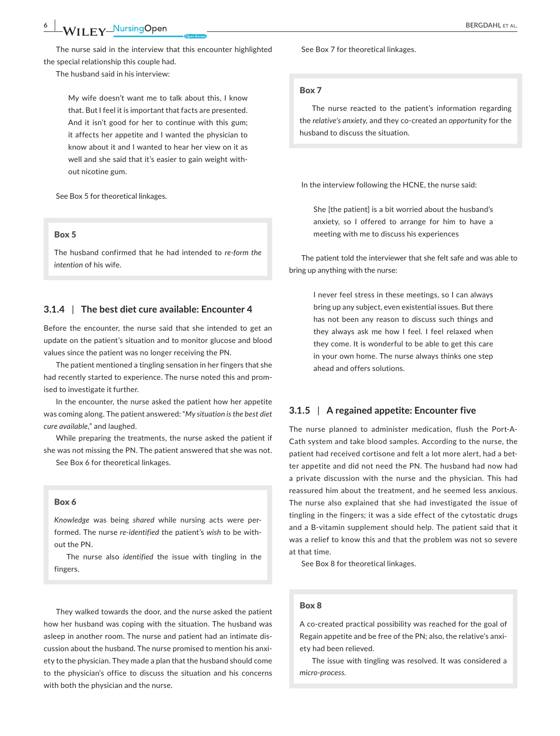The nurse said in the interview that this encounter highlighted the special relationship this couple had.

The husband said in his interview:

> My wife doesn't want me to talk about this, I know that. But I feel it is important that facts are presented. And it isn't good for her to continue with this gum; it affects her appetite and I wanted the physician to know about it and I wanted to hear her view on it as well and she said that it's easier to gain weight without nicotine gum.

See Box 5 for theoretical linkages.

> **Box 5**
>
> The husband confirmed that he had intended to *re-form the intention* of his wife.

### 3.1.4 | The best diet cure available: Encounter 4

Before the encounter, the nurse said that she intended to get an update on the patient's situation and to monitor glucose and blood values since the patient was no longer receiving the PN.

The patient mentioned a tingling sensation in her fingers that she had recently started to experience. The nurse noted this and promised to investigate it further.

In the encounter, the nurse asked the patient how her appetite was coming along. The patient answered: "*My situation is the best diet cure available*," and laughed.

While preparing the treatments, the nurse asked the patient if she was not missing the PN. The patient answered that she was not.

See Box 6 for theoretical linkages.

> **Box 6**
>
> *Knowledge* was being *shared* while nursing acts were performed. The nurse *re-identified* the patient's *wish* to be without the PN.
>
> The nurse also *identified* the issue with tingling in the fingers.

They walked towards the door, and the nurse asked the patient how her husband was coping with the situation. The husband was asleep in another room. The nurse and patient had an intimate discussion about the husband. The nurse promised to mention his anxiety to the physician. They made a plan that the husband should come to the physician's office to discuss the situation and his concerns with both the physician and the nurse.

See Box 7 for theoretical linkages.

> **Box 7**
>
> The nurse reacted to the patient's information regarding the *relative's anxiety*, and they co-created an *opportunity* for the husband to discuss the situation.

In the interview following the HCNE, the nurse said:

> She [the patient] is a bit worried about the husband's anxiety, so I offered to arrange for him to have a meeting with me to discuss his experiences

The patient told the interviewer that she felt safe and was able to bring up anything with the nurse:

> I never feel stress in these meetings, so I can always bring up any subject, even existential issues. But there has not been any reason to discuss such things and they always ask me how I feel. I feel relaxed when they come. It is wonderful to be able to get this care in your own home. The nurse always thinks one step ahead and offers solutions.

### 3.1.5 | A regained appetite: Encounter five

The nurse planned to administer medication, flush the Port-A-Cath system and take blood samples. According to the nurse, the patient had received cortisone and felt a lot more alert, had a better appetite and did not need the PN. The husband had now had a private discussion with the nurse and the physician. This had reassured him about the treatment, and he seemed less anxious. The nurse also explained that she had investigated the issue of tingling in the fingers; it was a side effect of the cytostatic drugs and a B-vitamin supplement should help. The patient said that it was a relief to know this and that the problem was not so severe at that time.

See Box 8 for theoretical linkages.

> **Box 8**
>
> A co-created practical possibility was reached for the goal of Regain appetite and be free of the PN; also, the relative's anxiety had been relieved.
>
> The issue with tingling was resolved. It was considered a *micro-process.*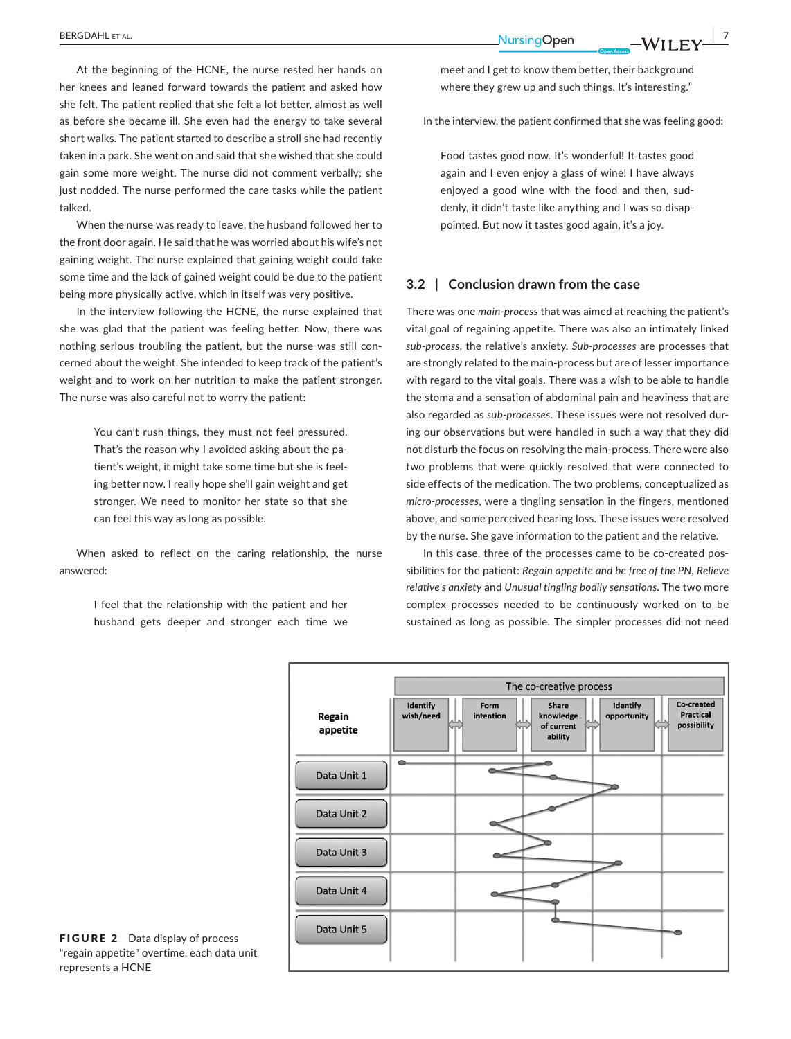At the beginning of the HCNE, the nurse rested her hands on her knees and leaned forward towards the patient and asked how she felt. The patient replied that she felt a lot better, almost as well as before she became ill. She even had the energy to take several short walks. The patient started to describe a stroll she had recently taken in a park. She went on and said that she wished that she could gain some more weight. The nurse did not comment verbally; she just nodded. The nurse performed the care tasks while the patient talked.

When the nurse was ready to leave, the husband followed her to the front door again. He said that he was worried about his wife's not gaining weight. The nurse explained that gaining weight could take some time and the lack of gained weight could be due to the patient being more physically active, which in itself was very positive.

In the interview following the HCNE, the nurse explained that she was glad that the patient was feeling better. Now, there was nothing serious troubling the patient, but the nurse was still concerned about the weight. She intended to keep track of the patient's weight and to work on her nutrition to make the patient stronger. The nurse was also careful not to worry the patient:

> You can't rush things, they must not feel pressured. That's the reason why I avoided asking about the patient's weight, it might take some time but she is feeling better now. I really hope she'll gain weight and get stronger. We need to monitor her state so that she can feel this way as long as possible.

When asked to reflect on the caring relationship, the nurse answered:

> I feel that the relationship with the patient and her husband gets deeper and stronger each time we meet and I get to know them better, their background where they grew up and such things. It's interesting."

In the interview, the patient confirmed that she was feeling good:

> Food tastes good now. It's wonderful! It tastes good again and I even enjoy a glass of wine! I have always enjoyed a good wine with the food and then, suddenly, it didn't taste like anything and I was so disappointed. But now it tastes good again, it's a joy.

### 3.2 | Conclusion drawn from the case

There was one *main-process* that was aimed at reaching the patient's vital goal of regaining appetite. There was also an intimately linked *sub-process*, the relative's anxiety. *Sub-processes* are processes that are strongly related to the main-process but are of lesser importance with regard to the vital goals. There was a wish to be able to handle the stoma and a sensation of abdominal pain and heaviness that are also regarded as *sub-processes*. These issues were not resolved during our observations but were handled in such a way that they did not disturb the focus on resolving the main-process. There were also two problems that were quickly resolved that were connected to side effects of the medication. The two problems, conceptualized as *micro-processes*, were a tingling sensation in the fingers, mentioned above, and some perceived hearing loss. These issues were resolved by the nurse. She gave information to the patient and the relative.

In this case, three of the processes came to be co-created possibilities for the patient: *Regain appetite and be free of the PN*, *Relieve relative's anxiety* and *Unusual tingling bodily sensations*. The two more complex processes needed to be continuously worked on to be sustained as long as possible. The simpler processes did not need

**FIGURE 2** Data display of process "regain appetite" overtime, each data unit represents a HCNE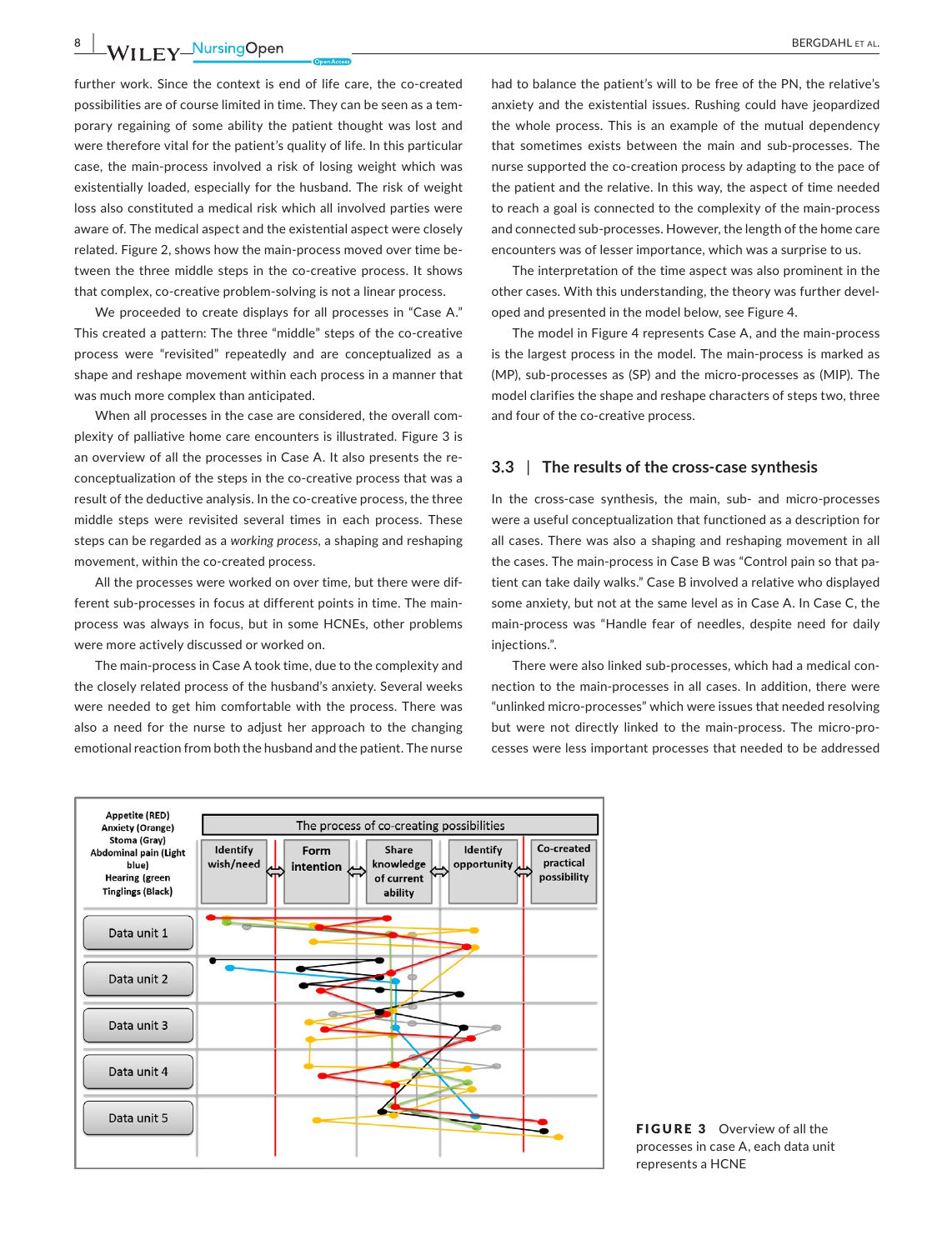further work. Since the context is end of life care, the co-created possibilities are of course limited in time. They can be seen as a temporary regaining of some ability the patient thought was lost and were therefore vital for the patient's quality of life. In this particular case, the main-process involved a risk of losing weight which was existentially loaded, especially for the husband. The risk of weight loss also constituted a medical risk which all involved parties were aware of. The medical aspect and the existential aspect were closely related. Figure 2, shows how the main-process moved over time between the three middle steps in the co-creative process. It shows that complex, co-creative problem-solving is not a linear process.

We proceeded to create displays for all processes in "Case A." This created a pattern: The three "middle" steps of the co-creative process were "revisited" repeatedly and are conceptualized as a shape and reshape movement within each process in a manner that was much more complex than anticipated.

When all processes in the case are considered, the overall complexity of palliative home care encounters is illustrated. Figure 3 is an overview of all the processes in Case A. It also presents the reconceptualization of the steps in the co-creative process that was a result of the deductive analysis. In the co-creative process, the three middle steps were revisited several times in each process. These steps can be regarded as a *working process*, a shaping and reshaping movement, within the co-created process.

All the processes were worked on over time, but there were different sub-processes in focus at different points in time. The main-process was always in focus, but in some HCNEs, other problems were more actively discussed or worked on.

The main-process in Case A took time, due to the complexity and the closely related process of the husband's anxiety. Several weeks were needed to get him comfortable with the process. There was also a need for the nurse to adjust her approach to the changing emotional reaction from both the husband and the patient. The nurse had to balance the patient's will to be free of the PN, the relative's anxiety and the existential issues. Rushing could have jeopardized the whole process. This is an example of the mutual dependency that sometimes exists between the main and sub-processes. The nurse supported the co-creation process by adapting to the pace of the patient and the relative. In this way, the aspect of time needed to reach a goal is connected to the complexity of the main-process and connected sub-processes. However, the length of the home care encounters was of lesser importance, which was a surprise to us.

The interpretation of the time aspect was also prominent in the other cases. With this understanding, the theory was further developed and presented in the model below, see Figure 4.

The model in Figure 4 represents Case A, and the main-process is the largest process in the model. The main-process is marked as (MP), sub-processes as (SP) and the micro-processes as (MIP). The model clarifies the shape and reshape characters of steps two, three and four of the co-creative process.

## 3.3 | The results of the cross-case synthesis

In the cross-case synthesis, the main, sub- and micro-processes were a useful conceptualization that functioned as a description for all cases. There was also a shaping and reshaping movement in all the cases. The main-process in Case B was "Control pain so that patient can take daily walks." Case B involved a relative who displayed some anxiety, but not at the same level as in Case A. In Case C, the main-process was "Handle fear of needles, despite need for daily injections.".

There were also linked sub-processes, which had a medical connection to the main-processes in all cases. In addition, there were "unlinked micro-processes" which were issues that needed resolving but were not directly linked to the main-process. The micro-processes were less important processes that needed to be addressed

**FIGURE 3** Overview of all the processes in case A, each data unit represents a HCNE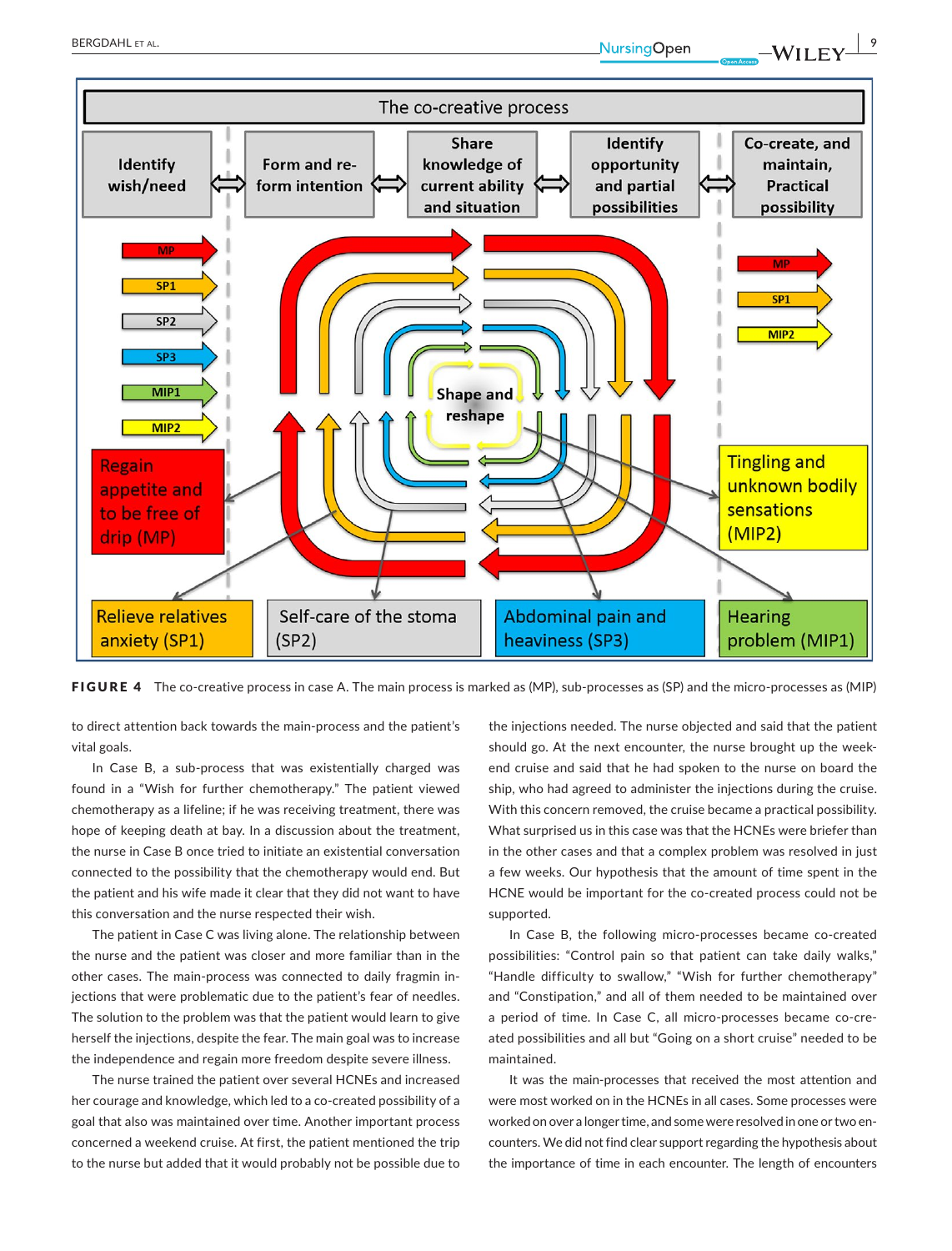**FIGURE 4** The co-creative process in case A. The main process is marked as (MP), sub-processes as (SP) and the micro-processes as (MIP)

to direct attention back towards the main-process and the patient's vital goals.

In Case B, a sub-process that was existentially charged was found in a "Wish for further chemotherapy." The patient viewed chemotherapy as a lifeline; if he was receiving treatment, there was hope of keeping death at bay. In a discussion about the treatment, the nurse in Case B once tried to initiate an existential conversation connected to the possibility that the chemotherapy would end. But the patient and his wife made it clear that they did not want to have this conversation and the nurse respected their wish.

The patient in Case C was living alone. The relationship between the nurse and the patient was closer and more familiar than in the other cases. The main-process was connected to daily fragmin injections that were problematic due to the patient's fear of needles. The solution to the problem was that the patient would learn to give herself the injections, despite the fear. The main goal was to increase the independence and regain more freedom despite severe illness.

The nurse trained the patient over several HCNEs and increased her courage and knowledge, which led to a co-created possibility of a goal that also was maintained over time. Another important process concerned a weekend cruise. At first, the patient mentioned the trip to the nurse but added that it would probably not be possible due to the injections needed. The nurse objected and said that the patient should go. At the next encounter, the nurse brought up the weekend cruise and said that he had spoken to the nurse on board the ship, who had agreed to administer the injections during the cruise. With this concern removed, the cruise became a practical possibility. What surprised us in this case was that the HCNEs were briefer than in the other cases and that a complex problem was resolved in just a few weeks. Our hypothesis that the amount of time spent in the HCNE would be important for the co-created process could not be supported.

In Case B, the following micro-processes became co-created possibilities: "Control pain so that patient can take daily walks," "Handle difficulty to swallow," "Wish for further chemotherapy" and "Constipation," and all of them needed to be maintained over a period of time. In Case C, all micro-processes became co-created possibilities and all but "Going on a short cruise" needed to be maintained.

It was the main-processes that received the most attention and were most worked on in the HCNEs in all cases. Some processes were worked on over a longer time, and some were resolved in one or two encounters. We did not find clear support regarding the hypothesis about the importance of time in each encounter. The length of encounters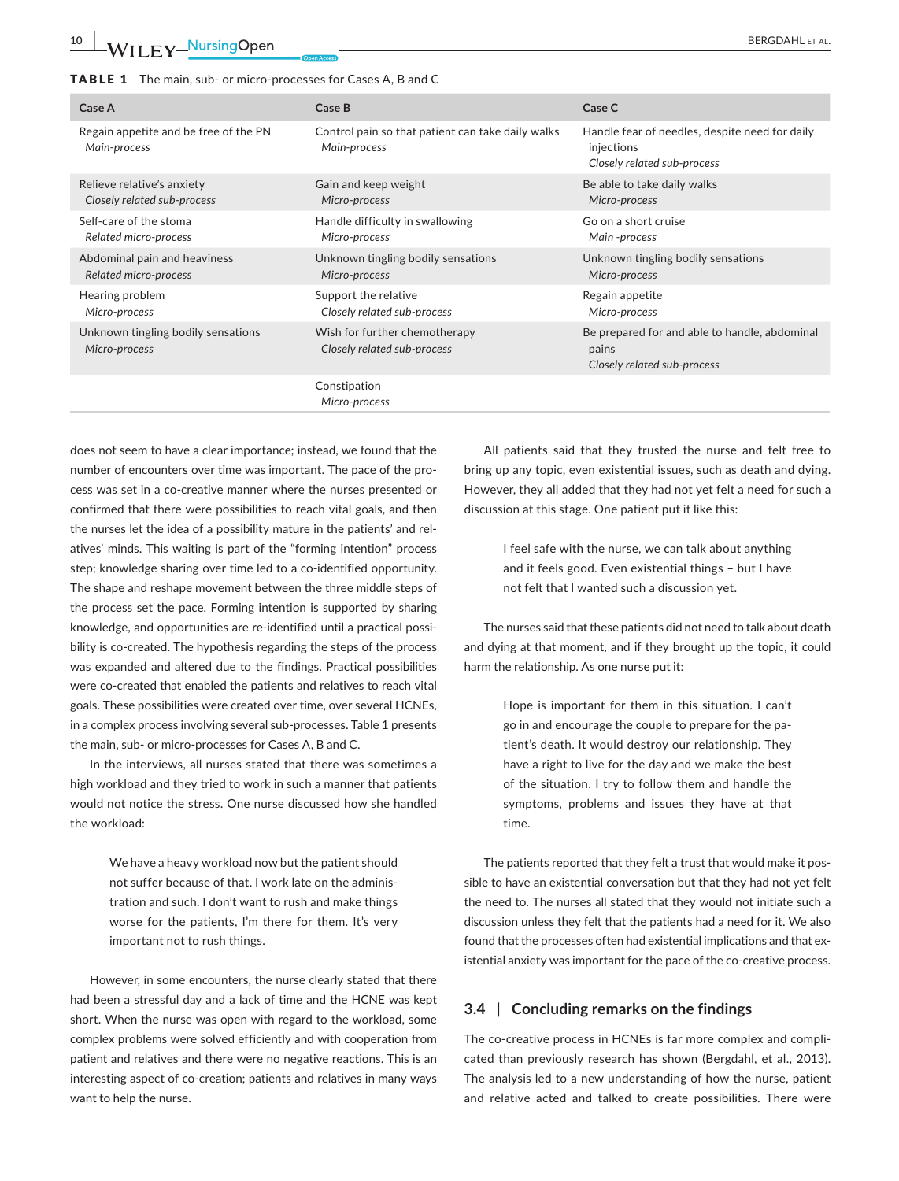**TABLE 1** The main, sub- or micro-processes for Cases A, B and C

| Case A | Case B | Case C |
|---|---|---|
| Regain appetite and be free of the PN<br>*Main-process* | Control pain so that patient can take daily walks<br>*Main-process* | Handle fear of needles, despite need for daily injections<br>*Closely related sub-process* |
| Relieve relative's anxiety<br>*Closely related sub-process* | Gain and keep weight<br>*Micro-process* | Be able to take daily walks<br>*Micro-process* |
| Self-care of the stoma<br>*Related micro-process* | Handle difficulty in swallowing<br>*Micro-process* | Go on a short cruise<br>*Main -process* |
| Abdominal pain and heaviness<br>*Related micro-process* | Unknown tingling bodily sensations<br>*Micro-process* | Unknown tingling bodily sensations<br>*Micro-process* |
| Hearing problem<br>*Micro-process* | Support the relative<br>*Closely related sub-process* | Regain appetite<br>*Micro-process* |
| Unknown tingling bodily sensations<br>*Micro-process* | Wish for further chemotherapy<br>*Closely related sub-process* | Be prepared for and able to handle, abdominal pains<br>*Closely related sub-process* |
| | Constipation<br>*Micro-process* | |

does not seem to have a clear importance; instead, we found that the number of encounters over time was important. The pace of the process was set in a co-creative manner where the nurses presented or confirmed that there were possibilities to reach vital goals, and then the nurses let the idea of a possibility mature in the patients' and relatives' minds. This waiting is part of the "forming intention" process step; knowledge sharing over time led to a co-identified opportunity. The shape and reshape movement between the three middle steps of the process set the pace. Forming intention is supported by sharing knowledge, and opportunities are re-identified until a practical possibility is co-created. The hypothesis regarding the steps of the process was expanded and altered due to the findings. Practical possibilities were co-created that enabled the patients and relatives to reach vital goals. These possibilities were created over time, over several HCNEs, in a complex process involving several sub-processes. Table 1 presents the main, sub- or micro-processes for Cases A, B and C.

In the interviews, all nurses stated that there was sometimes a high workload and they tried to work in such a manner that patients would not notice the stress. One nurse discussed how she handled the workload:

> We have a heavy workload now but the patient should not suffer because of that. I work late on the administration and such. I don't want to rush and make things worse for the patients, I'm there for them. It's very important not to rush things.

However, in some encounters, the nurse clearly stated that there had been a stressful day and a lack of time and the HCNE was kept short. When the nurse was open with regard to the workload, some complex problems were solved efficiently and with cooperation from patient and relatives and there were no negative reactions. This is an interesting aspect of co-creation; patients and relatives in many ways want to help the nurse.

All patients said that they trusted the nurse and felt free to bring up any topic, even existential issues, such as death and dying. However, they all added that they had not yet felt a need for such a discussion at this stage. One patient put it like this:

> I feel safe with the nurse, we can talk about anything and it feels good. Even existential things – but I have not felt that I wanted such a discussion yet.

The nurses said that these patients did not need to talk about death and dying at that moment, and if they brought up the topic, it could harm the relationship. As one nurse put it:

> Hope is important for them in this situation. I can't go in and encourage the couple to prepare for the patient's death. It would destroy our relationship. They have a right to live for the day and we make the best of the situation. I try to follow them and handle the symptoms, problems and issues they have at that time.

The patients reported that they felt a trust that would make it possible to have an existential conversation but that they had not yet felt the need to. The nurses all stated that they would not initiate such a discussion unless they felt that the patients had a need for it. We also found that the processes often had existential implications and that existential anxiety was important for the pace of the co-creative process.

### 3.4 | Concluding remarks on the findings

The co-creative process in HCNEs is far more complex and complicated than previously research has shown (Bergdahl, et al., 2013). The analysis led to a new understanding of how the nurse, patient and relative acted and talked to create possibilities. There were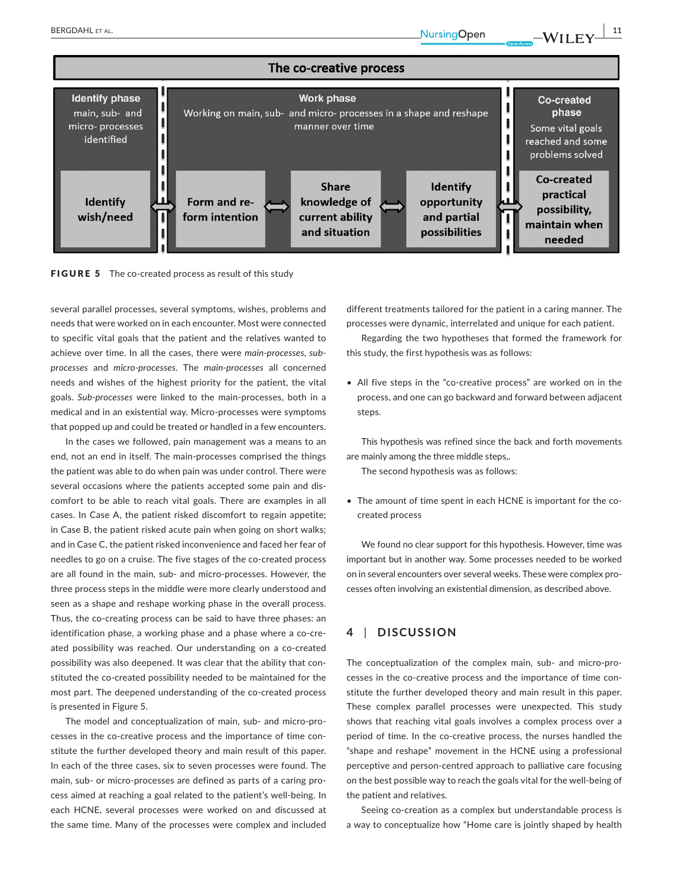**The co-creative process**

| Identify phase | Work phase | | | Co-created phase |
|---|---|---|---|---|
| main, sub- and micro- processes identified | Working on main, sub- and micro- processes in a shape and reshape manner over time | | | Some vital goals reached and some problems solved |
| **Identify wish/need** | **Form and re-form intention** | **Share knowledge of current ability and situation** | **Identify opportunity and partial possibilities** | **Co-created practical possibility, maintain when needed** |

**FIGURE 5** The co-created process as result of this study

several parallel processes, several symptoms, wishes, problems and needs that were worked on in each encounter. Most were connected to specific vital goals that the patient and the relatives wanted to achieve over time. In all the cases, there were *main-processes*, *sub-processes* and *micro-processes*. The *main-processes* all concerned needs and wishes of the highest priority for the patient, the vital goals. *Sub-processes* were linked to the main-processes, both in a medical and in an existential way. Micro-processes were symptoms that popped up and could be treated or handled in a few encounters.

In the cases we followed, pain management was a means to an end, not an end in itself. The main-processes comprised the things the patient was able to do when pain was under control. There were several occasions where the patients accepted some pain and discomfort to be able to reach vital goals. There are examples in all cases. In Case A, the patient risked discomfort to regain appetite; in Case B, the patient risked acute pain when going on short walks; and in Case C, the patient risked inconvenience and faced her fear of needles to go on a cruise. The five stages of the co-created process are all found in the main, sub- and micro-processes. However, the three process steps in the middle were more clearly understood and seen as a shape and reshape working phase in the overall process. Thus, the co-creating process can be said to have three phases: an identification phase, a working phase and a phase where a co-created possibility was reached. Our understanding on a co-created possibility was also deepened. It was clear that the ability that constituted the co-created possibility needed to be maintained for the most part. The deepened understanding of the co-created process is presented in Figure 5.

The model and conceptualization of main, sub- and micro-processes in the co-creative process and the importance of time constitute the further developed theory and main result of this paper. In each of the three cases, six to seven processes were found. The main, sub- or micro-processes are defined as parts of a caring process aimed at reaching a goal related to the patient's well-being. In each HCNE, several processes were worked on and discussed at the same time. Many of the processes were complex and included different treatments tailored for the patient in a caring manner. The processes were dynamic, interrelated and unique for each patient.

Regarding the two hypotheses that formed the framework for this study, the first hypothesis was as follows:

- All five steps in the "co-creative process" are worked on in the process, and one can go backward and forward between adjacent steps.

This hypothesis was refined since the back and forth movements are mainly among the three middle steps,.

The second hypothesis was as follows:

- The amount of time spent in each HCNE is important for the co-created process

We found no clear support for this hypothesis. However, time was important but in another way. Some processes needed to be worked on in several encounters over several weeks. These were complex processes often involving an existential dimension, as described above.

## 4 | DISCUSSION

The conceptualization of the complex main, sub- and micro-processes in the co-creative process and the importance of time constitute the further developed theory and main result in this paper. These complex parallel processes were unexpected. This study shows that reaching vital goals involves a complex process over a period of time. In the co-creative process, the nurses handled the "shape and reshape" movement in the HCNE using a professional perceptive and person-centred approach to palliative care focusing on the best possible way to reach the goals vital for the well-being of the patient and relatives.

Seeing co-creation as a complex but understandable process is a way to conceptualize how "Home care is jointly shaped by health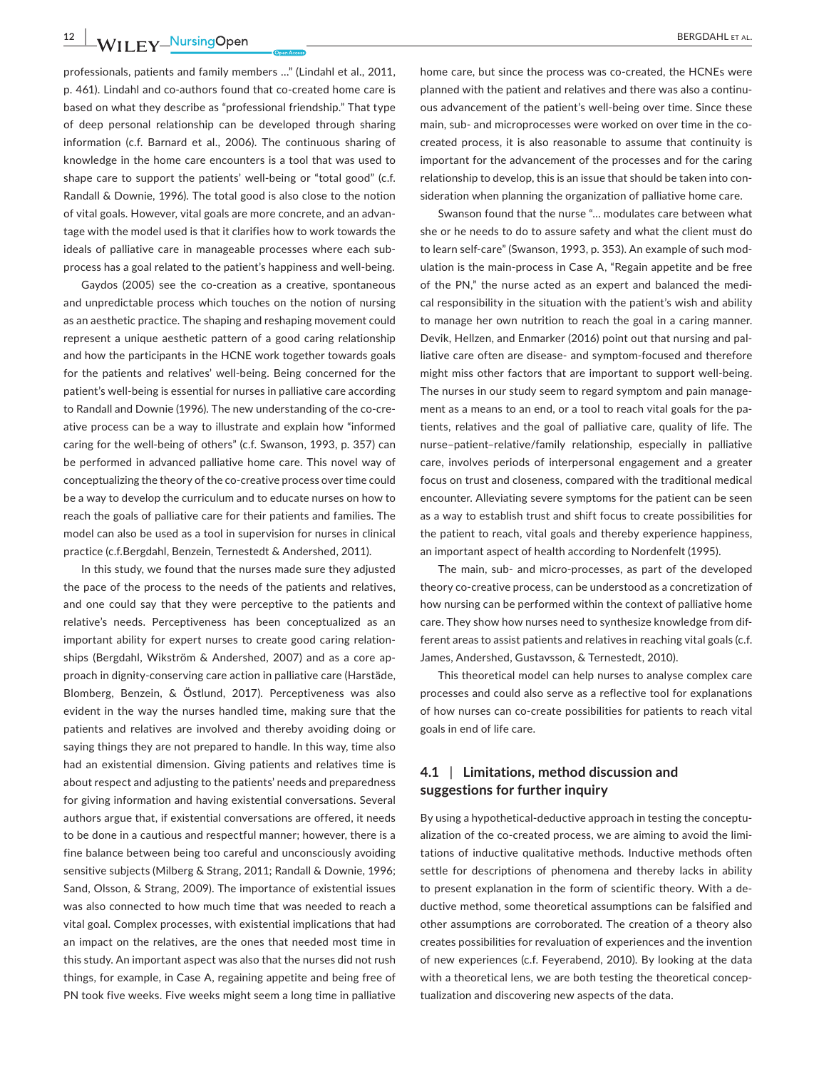professionals, patients and family members ..." (Lindahl et al., 2011, p. 461). Lindahl and co-authors found that co-created home care is based on what they describe as "professional friendship." That type of deep personal relationship can be developed through sharing information (c.f. Barnard et al., 2006). The continuous sharing of knowledge in the home care encounters is a tool that was used to shape care to support the patients' well-being or "total good" (c.f. Randall & Downie, 1996). The total good is also close to the notion of vital goals. However, vital goals are more concrete, and an advantage with the model used is that it clarifies how to work towards the ideals of palliative care in manageable processes where each sub-process has a goal related to the patient's happiness and well-being.

Gaydos (2005) see the co-creation as a creative, spontaneous and unpredictable process which touches on the notion of nursing as an aesthetic practice. The shaping and reshaping movement could represent a unique aesthetic pattern of a good caring relationship and how the participants in the HCNE work together towards goals for the patients and relatives' well-being. Being concerned for the patient's well-being is essential for nurses in palliative care according to Randall and Downie (1996). The new understanding of the co-creative process can be a way to illustrate and explain how "informed caring for the well-being of others" (c.f. Swanson, 1993, p. 357) can be performed in advanced palliative home care. This novel way of conceptualizing the theory of the co-creative process over time could be a way to develop the curriculum and to educate nurses on how to reach the goals of palliative care for their patients and families. The model can also be used as a tool in supervision for nurses in clinical practice (c.f.Bergdahl, Benzein, Ternestedt & Andershed, 2011).

In this study, we found that the nurses made sure they adjusted the pace of the process to the needs of the patients and relatives, and one could say that they were perceptive to the patients and relative's needs. Perceptiveness has been conceptualized as an important ability for expert nurses to create good caring relationships (Bergdahl, Wikström & Andershed, 2007) and as a core approach in dignity-conserving care action in palliative care (Harstäde, Blomberg, Benzein, & Östlund, 2017). Perceptiveness was also evident in the way the nurses handled time, making sure that the patients and relatives are involved and thereby avoiding doing or saying things they are not prepared to handle. In this way, time also had an existential dimension. Giving patients and relatives time is about respect and adjusting to the patients' needs and preparedness for giving information and having existential conversations. Several authors argue that, if existential conversations are offered, it needs to be done in a cautious and respectful manner; however, there is a fine balance between being too careful and unconsciously avoiding sensitive subjects (Milberg & Strang, 2011; Randall & Downie, 1996; Sand, Olsson, & Strang, 2009). The importance of existential issues was also connected to how much time that was needed to reach a vital goal. Complex processes, with existential implications that had an impact on the relatives, are the ones that needed most time in this study. An important aspect was also that the nurses did not rush things, for example, in Case A, regaining appetite and being free of PN took five weeks. Five weeks might seem a long time in palliative home care, but since the process was co-created, the HCNEs were planned with the patient and relatives and there was also a continuous advancement of the patient's well-being over time. Since these main, sub- and microprocesses were worked on over time in the co-created process, it is also reasonable to assume that continuity is important for the advancement of the processes and for the caring relationship to develop, this is an issue that should be taken into consideration when planning the organization of palliative home care.

Swanson found that the nurse "... modulates care between what she or he needs to do to assure safety and what the client must do to learn self-care" (Swanson, 1993, p. 353). An example of such modulation is the main-process in Case A, "Regain appetite and be free of the PN," the nurse acted as an expert and balanced the medical responsibility in the situation with the patient's wish and ability to manage her own nutrition to reach the goal in a caring manner. Devik, Hellzen, and Enmarker (2016) point out that nursing and palliative care often are disease- and symptom-focused and therefore might miss other factors that are important to support well-being. The nurses in our study seem to regard symptom and pain management as a means to an end, or a tool to reach vital goals for the patients, relatives and the goal of palliative care, quality of life. The nurse–patient–relative/family relationship, especially in palliative care, involves periods of interpersonal engagement and a greater focus on trust and closeness, compared with the traditional medical encounter. Alleviating severe symptoms for the patient can be seen as a way to establish trust and shift focus to create possibilities for the patient to reach, vital goals and thereby experience happiness, an important aspect of health according to Nordenfelt (1995).

The main, sub- and micro-processes, as part of the developed theory co-creative process, can be understood as a concretization of how nursing can be performed within the context of palliative home care. They show how nurses need to synthesize knowledge from different areas to assist patients and relatives in reaching vital goals (c.f. James, Andershed, Gustavsson, & Ternestedt, 2010).

This theoretical model can help nurses to analyse complex care processes and could also serve as a reflective tool for explanations of how nurses can co-create possibilities for patients to reach vital goals in end of life care.

## 4.1 | Limitations, method discussion and suggestions for further inquiry

By using a hypothetical-deductive approach in testing the conceptualization of the co-created process, we are aiming to avoid the limitations of inductive qualitative methods. Inductive methods often settle for descriptions of phenomena and thereby lacks in ability to present explanation in the form of scientific theory. With a deductive method, some theoretical assumptions can be falsified and other assumptions are corroborated. The creation of a theory also creates possibilities for revaluation of experiences and the invention of new experiences (c.f. Feyerabend, 2010). By looking at the data with a theoretical lens, we are both testing the theoretical conceptualization and discovering new aspects of the data.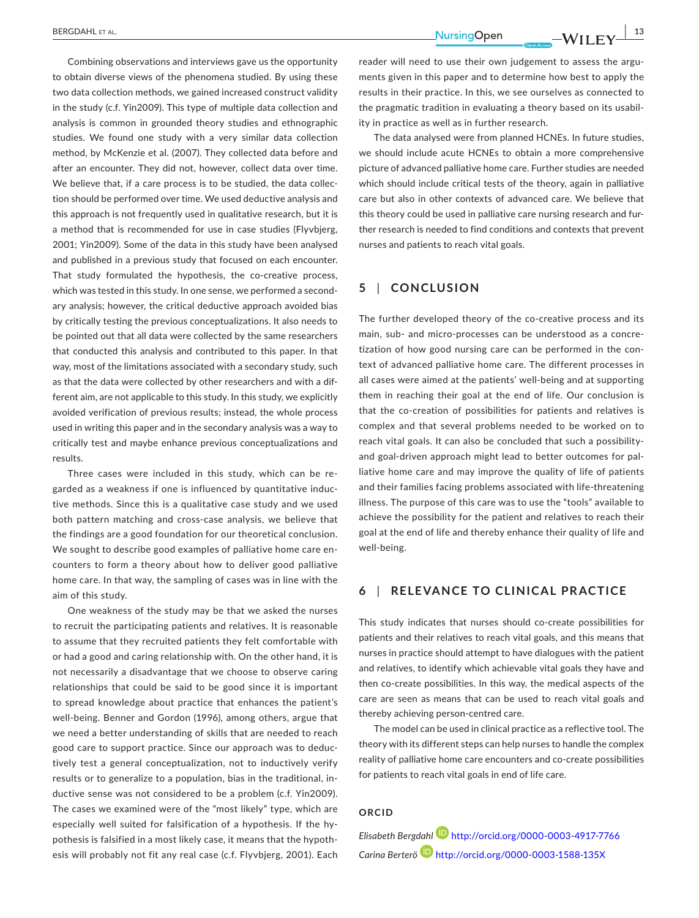Combining observations and interviews gave us the opportunity to obtain diverse views of the phenomena studied. By using these two data collection methods, we gained increased construct validity in the study (c.f. Yin2009). This type of multiple data collection and analysis is common in grounded theory studies and ethnographic studies. We found one study with a very similar data collection method, by McKenzie et al. (2007). They collected data before and after an encounter. They did not, however, collect data over time. We believe that, if a care process is to be studied, the data collection should be performed over time. We used deductive analysis and this approach is not frequently used in qualitative research, but it is a method that is recommended for use in case studies (Flyvbjerg, 2001; Yin2009). Some of the data in this study have been analysed and published in a previous study that focused on each encounter. That study formulated the hypothesis, the co-creative process, which was tested in this study. In one sense, we performed a secondary analysis; however, the critical deductive approach avoided bias by critically testing the previous conceptualizations. It also needs to be pointed out that all data were collected by the same researchers that conducted this analysis and contributed to this paper. In that way, most of the limitations associated with a secondary study, such as that the data were collected by other researchers and with a different aim, are not applicable to this study. In this study, we explicitly avoided verification of previous results; instead, the whole process used in writing this paper and in the secondary analysis was a way to critically test and maybe enhance previous conceptualizations and results.

Three cases were included in this study, which can be regarded as a weakness if one is influenced by quantitative inductive methods. Since this is a qualitative case study and we used both pattern matching and cross-case analysis, we believe that the findings are a good foundation for our theoretical conclusion. We sought to describe good examples of palliative home care encounters to form a theory about how to deliver good palliative home care. In that way, the sampling of cases was in line with the aim of this study.

One weakness of the study may be that we asked the nurses to recruit the participating patients and relatives. It is reasonable to assume that they recruited patients they felt comfortable with or had a good and caring relationship with. On the other hand, it is not necessarily a disadvantage that we choose to observe caring relationships that could be said to be good since it is important to spread knowledge about practice that enhances the patient's well-being. Benner and Gordon (1996), among others, argue that we need a better understanding of skills that are needed to reach good care to support practice. Since our approach was to deductively test a general conceptualization, not to inductively verify results or to generalize to a population, bias in the traditional, inductive sense was not considered to be a problem (c.f. Yin2009). The cases we examined were of the "most likely" type, which are especially well suited for falsification of a hypothesis. If the hypothesis is falsified in a most likely case, it means that the hypothesis will probably not fit any real case (c.f. Flyvbjerg, 2001). Each reader will need to use their own judgement to assess the arguments given in this paper and to determine how best to apply the results in their practice. In this, we see ourselves as connected to the pragmatic tradition in evaluating a theory based on its usability in practice as well as in further research.

The data analysed were from planned HCNEs. In future studies, we should include acute HCNEs to obtain a more comprehensive picture of advanced palliative home care. Further studies are needed which should include critical tests of the theory, again in palliative care but also in other contexts of advanced care. We believe that this theory could be used in palliative care nursing research and further research is needed to find conditions and contexts that prevent nurses and patients to reach vital goals.

## 5 | CONCLUSION

The further developed theory of the co-creative process and its main, sub- and micro-processes can be understood as a concretization of how good nursing care can be performed in the context of advanced palliative home care. The different processes in all cases were aimed at the patients' well-being and at supporting them in reaching their goal at the end of life. Our conclusion is that the co-creation of possibilities for patients and relatives is complex and that several problems needed to be worked on to reach vital goals. It can also be concluded that such a possibility- and goal-driven approach might lead to better outcomes for palliative home care and may improve the quality of life of patients and their families facing problems associated with life-threatening illness. The purpose of this care was to use the "tools" available to achieve the possibility for the patient and relatives to reach their goal at the end of life and thereby enhance their quality of life and well-being.

## 6 | RELEVANCE TO CLINICAL PRACTICE

This study indicates that nurses should co-create possibilities for patients and their relatives to reach vital goals, and this means that nurses in practice should attempt to have dialogues with the patient and relatives, to identify which achievable vital goals they have and then co-create possibilities. In this way, the medical aspects of the care are seen as means that can be used to reach vital goals and thereby achieving person-centred care.

The model can be used in clinical practice as a reflective tool. The theory with its different steps can help nurses to handle the complex reality of palliative home care encounters and co-create possibilities for patients to reach vital goals in end of life care.

### ORCID

*Elisabeth Bergdahl* http://orcid.org/0000-0003-4917-7766

*Carina Berterö* http://orcid.org/0000-0003-1588-135X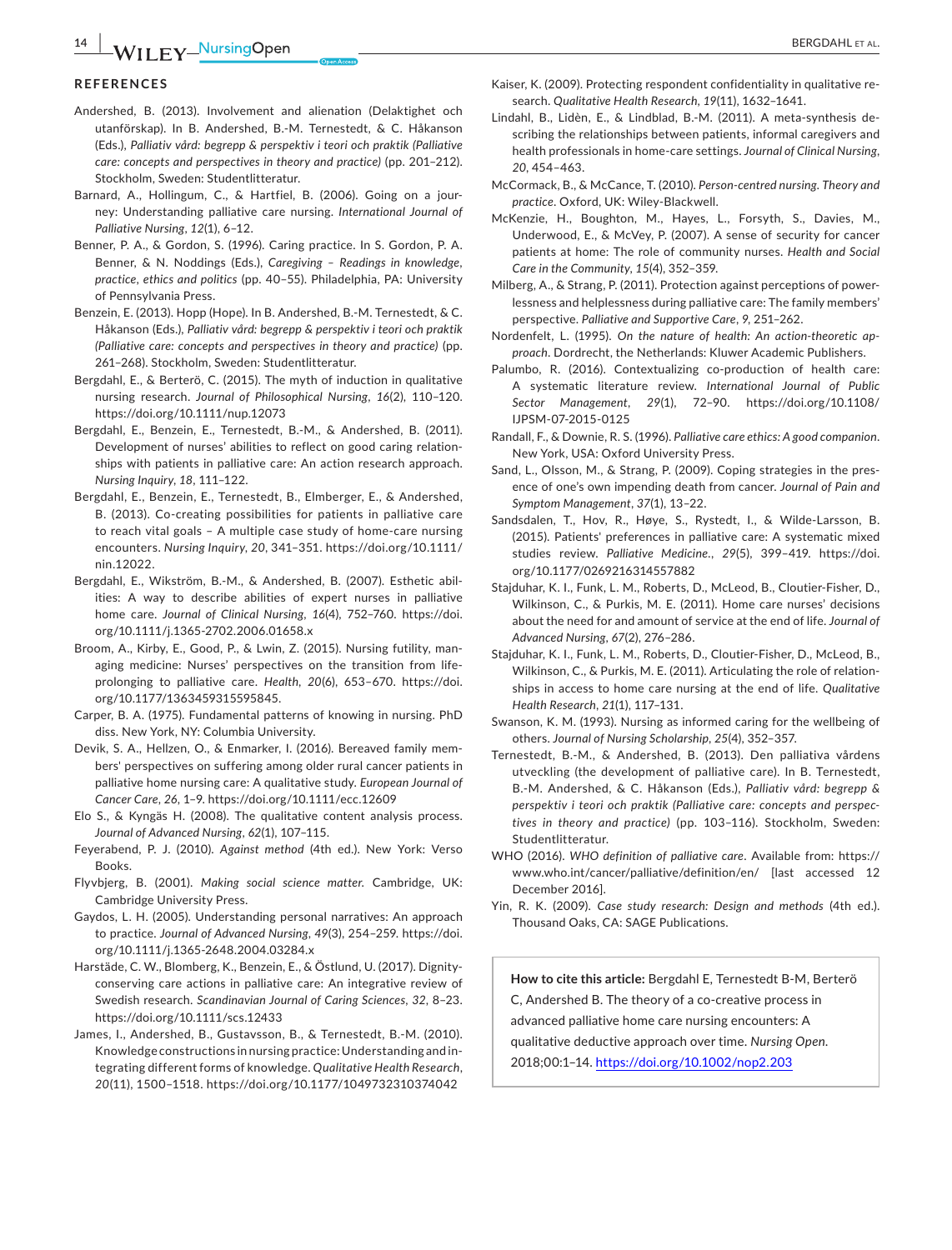## REFERENCES

Andershed, B. (2013). Involvement and alienation (Delaktighet och utanförskap). In B. Andershed, B.-M. Ternestedt, & C. Håkanson (Eds.), *Palliativ vård: begrepp & perspektiv i teori och praktik (Palliative care: concepts and perspectives in theory and practice)* (pp. 201–212). Stockholm, Sweden: Studentlitteratur.

Barnard, A., Hollingum, C., & Hartfiel, B. (2006). Going on a journey: Understanding palliative care nursing. *International Journal of Palliative Nursing*, *12*(1), 6–12.

Benner, P. A., & Gordon, S. (1996). Caring practice. In S. Gordon, P. A. Benner, & N. Noddings (Eds.), *Caregiving – Readings in knowledge, practice, ethics and politics* (pp. 40–55). Philadelphia, PA: University of Pennsylvania Press.

Benzein, E. (2013). Hopp (Hope). In B. Andershed, B.-M. Ternestedt, & C. Håkanson (Eds.), *Palliativ vård: begrepp & perspektiv i teori och praktik (Palliative care: concepts and perspectives in theory and practice)* (pp. 261–268). Stockholm, Sweden: Studentlitteratur.

Bergdahl, E., & Berterö, C. (2015). The myth of induction in qualitative nursing research. *Journal of Philosophical Nursing*, *16*(2), 110–120. https://doi.org/10.1111/nup.12073

Bergdahl, E., Benzein, E., Ternestedt, B.-M., & Andershed, B. (2011). Development of nurses' abilities to reflect on good caring relationships with patients in palliative care: An action research approach. *Nursing Inquiry*, *18*, 111–122.

Bergdahl, E., Benzein, E., Ternestedt, B., Elmberger, E., & Andershed, B. (2013). Co-creating possibilities for patients in palliative care to reach vital goals – A multiple case study of home-care nursing encounters. *Nursing Inquiry*, *20*, 341–351. https://doi.org/10.1111/nin.12022.

Bergdahl, E., Wikström, B.-M., & Andershed, B. (2007). Esthetic abilities: A way to describe abilities of expert nurses in palliative home care. *Journal of Clinical Nursing*, *16*(4), 752–760. https://doi.org/10.1111/j.1365-2702.2006.01658.x

Broom, A., Kirby, E., Good, P., & Lwin, Z. (2015). Nursing futility, managing medicine: Nurses' perspectives on the transition from life-prolonging to palliative care. *Health*, *20*(6), 653–670. https://doi.org/10.1177/1363459315595845.

Carper, B. A. (1975). Fundamental patterns of knowing in nursing. PhD diss. New York, NY: Columbia University.

Devik, S. A., Hellzen, O., & Enmarker, I. (2016). Bereaved family members' perspectives on suffering among older rural cancer patients in palliative home nursing care: A qualitative study. *European Journal of Cancer Care*, *26*, 1–9. https://doi.org/10.1111/ecc.12609

Elo S., & Kyngäs H. (2008). The qualitative content analysis process. *Journal of Advanced Nursing*, *62*(1), 107–115.

Feyerabend, P. J. (2010). *Against method* (4th ed.). New York: Verso Books.

Flyvbjerg, B. (2001). *Making social science matter.* Cambridge, UK: Cambridge University Press.

Gaydos, L. H. (2005). Understanding personal narratives: An approach to practice. *Journal of Advanced Nursing*, *49*(3), 254–259. https://doi.org/10.1111/j.1365-2648.2004.03284.x

Harstäde, C. W., Blomberg, K., Benzein, E., & Östlund, U. (2017). Dignity-conserving care actions in palliative care: An integrative review of Swedish research. *Scandinavian Journal of Caring Sciences*, *32*, 8–23. https://doi.org/10.1111/scs.12433

James, I., Andershed, B., Gustavsson, B., & Ternestedt, B.-M. (2010). Knowledge constructions in nursing practice: Understanding and integrating different forms of knowledge. *Qualitative Health Research*, *20*(11), 1500–1518. https://doi.org/10.1177/1049732310374042

Kaiser, K. (2009). Protecting respondent confidentiality in qualitative research. *Qualitative Health Research*, *19*(11), 1632–1641.

Lindahl, B., Lidèn, E., & Lindblad, B.-M. (2011). A meta-synthesis describing the relationships between patients, informal caregivers and health professionals in home-care settings. *Journal of Clinical Nursing*, *20*, 454–463.

McCormack, B., & McCance, T. (2010). *Person-centred nursing. Theory and practice*. Oxford, UK: Wiley-Blackwell.

McKenzie, H., Boughton, M., Hayes, L., Forsyth, S., Davies, M., Underwood, E., & McVey, P. (2007). A sense of security for cancer patients at home: The role of community nurses. *Health and Social Care in the Community*, *15*(4), 352–359.

Milberg, A., & Strang, P. (2011). Protection against perceptions of powerlessness and helplessness during palliative care: The family members' perspective. *Palliative and Supportive Care*, *9*, 251–262.

Nordenfelt, L. (1995). *On the nature of health: An action-theoretic approach*. Dordrecht, the Netherlands: Kluwer Academic Publishers.

Palumbo, R. (2016). Contextualizing co-production of health care: A systematic literature review. *International Journal of Public Sector Management*, *29*(1), 72–90. https://doi.org/10.1108/IJPSM-07-2015-0125

Randall, F., & Downie, R. S. (1996). *Palliative care ethics: A good companion*. New York, USA: Oxford University Press.

Sand, L., Olsson, M., & Strang, P. (2009). Coping strategies in the presence of one's own impending death from cancer. *Journal of Pain and Symptom Management*, *37*(1), 13–22.

Sandsdalen, T., Hov, R., Høye, S., Rystedt, I., & Wilde-Larsson, B. (2015). Patients' preferences in palliative care: A systematic mixed studies review. *Palliative Medicine.*, *29*(5), 399–419. https://doi.org/10.1177/0269216314557882

Stajduhar, K. I., Funk, L. M., Roberts, D., McLeod, B., Cloutier-Fisher, D., Wilkinson, C., & Purkis, M. E. (2011). Home care nurses' decisions about the need for and amount of service at the end of life. *Journal of Advanced Nursing*, *67*(2), 276–286.

Stajduhar, K. I., Funk, L. M., Roberts, D., Cloutier-Fisher, D., McLeod, B., Wilkinson, C., & Purkis, M. E. (2011). Articulating the role of relationships in access to home care nursing at the end of life. *Qualitative Health Research*, *21*(1), 117–131.

Swanson, K. M. (1993). Nursing as informed caring for the wellbeing of others. *Journal of Nursing Scholarship*, *25*(4), 352–357.

Ternestedt, B.-M., & Andershed, B. (2013). Den palliativa vårdens utveckling (the development of palliative care). In B. Ternestedt, B.-M. Andershed, & C. Håkanson (Eds.), *Palliativ vård: begrepp & perspektiv i teori och praktik (Palliative care: concepts and perspectives in theory and practice)* (pp. 103–116). Stockholm, Sweden: Studentlitteratur.

WHO (2016). *WHO definition of palliative care*. Available from: https://www.who.int/cancer/palliative/definition/en/ [last accessed 12 December 2016].

Yin, R. K. (2009). *Case study research: Design and methods* (4th ed.). Thousand Oaks, CA: SAGE Publications.

**How to cite this article:** Bergdahl E, Ternestedt B-M, Berterö C, Andershed B. The theory of a co-creative process in advanced palliative home care nursing encounters: A qualitative deductive approach over time. *Nursing Open*. 2018;00:1–14. https://doi.org/10.1002/nop2.203